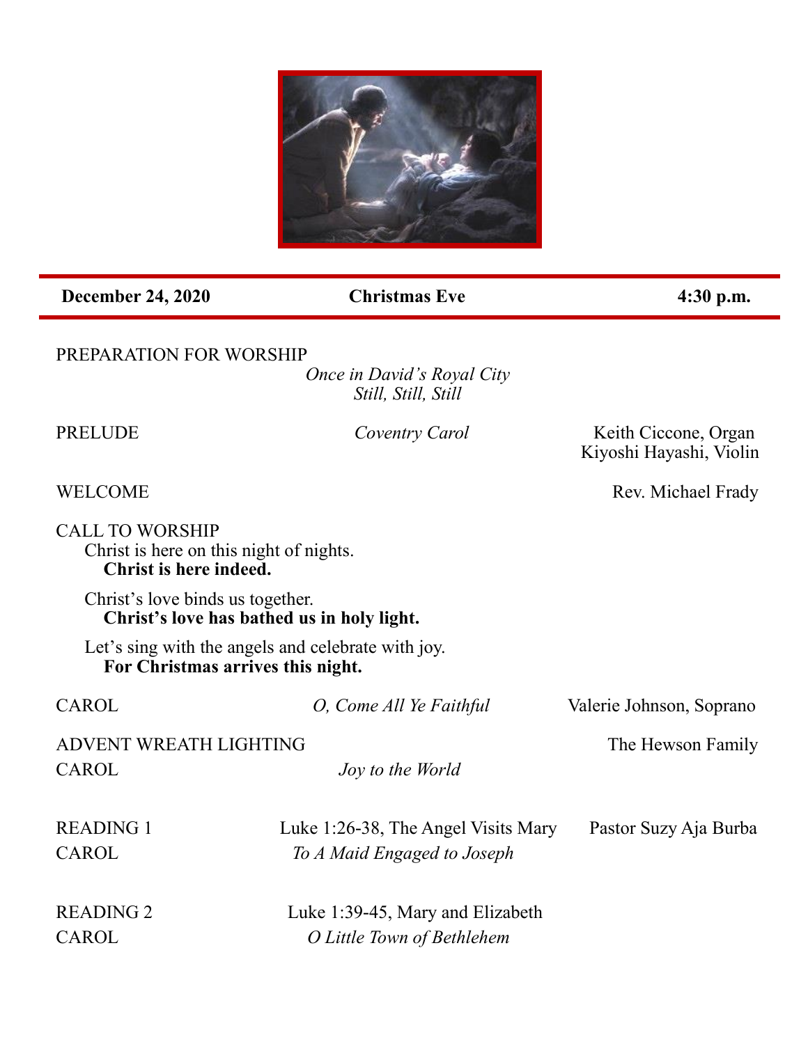**December 24, 2020** **Christmas Eve** **4:30 p.m.**

PREPARATION FOR WORSHIP

*Once in David's Royal City*
*Still, Still, Still*

PRELUDE *Coventry Carol* Keith Ciccone, Organ
Kiyoshi Hayashi, Violin

WELCOME Rev. Michael Frady

CALL TO WORSHIP

Christ is here on this night of nights.
**Christ is here indeed.**

Christ's love binds us together.
**Christ's love has bathed us in holy light.**

Let's sing with the angels and celebrate with joy.
**For Christmas arrives this night.**

CAROL *O, Come All Ye Faithful* Valerie Johnson, Soprano

ADVENT WREATH LIGHTING The Hewson Family

CAROL *Joy to the World*

READING 1 Luke 1:26-38, The Angel Visits Mary Pastor Suzy Aja Burba

CAROL *To A Maid Engaged to Joseph*

READING 2 Luke 1:39-45, Mary and Elizabeth

CAROL *O Little Town of Bethlehem*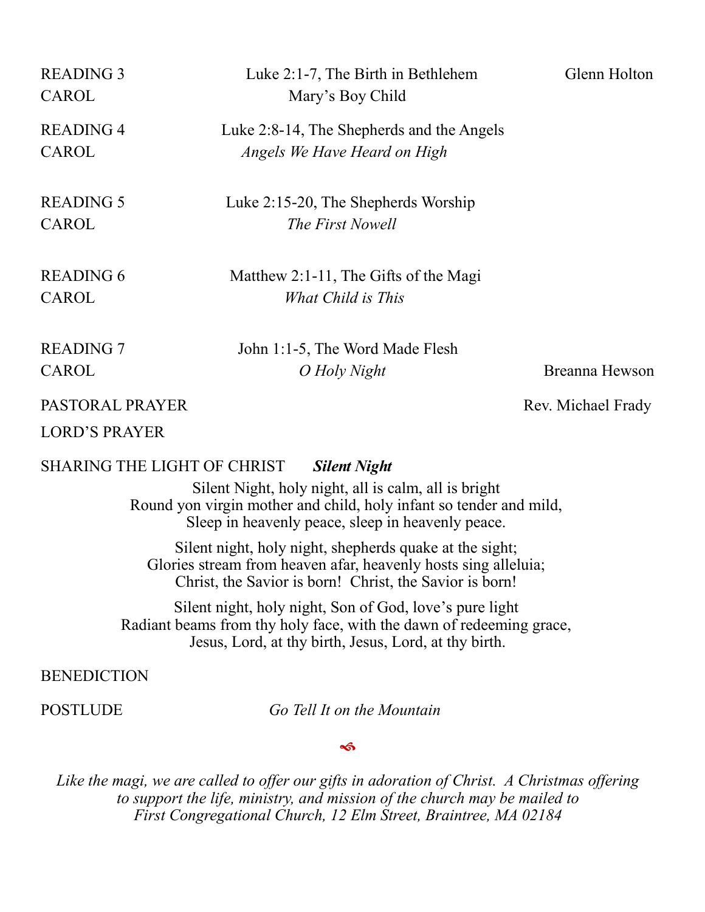READING 3 Luke 2:1-7, The Birth in Bethlehem Glenn Holton
CAROL Mary's Boy Child

READING 4 Luke 2:8-14, The Shepherds and the Angels
CAROL *Angels We Have Heard on High*

READING 5 Luke 2:15-20, The Shepherds Worship
CAROL *The First Nowell*

READING 6 Matthew 2:1-11, The Gifts of the Magi
CAROL *What Child is This*

READING 7 John 1:1-5, The Word Made Flesh
CAROL *O Holy Night* Breanna Hewson

PASTORAL PRAYER Rev. Michael Frady

LORD'S PRAYER

SHARING THE LIGHT OF CHRIST ***Silent Night***

Silent Night, holy night, all is calm, all is bright
Round yon virgin mother and child, holy infant so tender and mild,
Sleep in heavenly peace, sleep in heavenly peace.

Silent night, holy night, shepherds quake at the sight;
Glories stream from heaven afar, heavenly hosts sing alleluia;
Christ, the Savior is born! Christ, the Savior is born!

Silent night, holy night, Son of God, love's pure light
Radiant beams from thy holy face, with the dawn of redeeming grace,
Jesus, Lord, at thy birth, Jesus, Lord, at thy birth.

BENEDICTION

POSTLUDE *Go Tell It on the Mountain*

*Like the magi, we are called to offer our gifts in adoration of Christ. A Christmas offering to support the life, ministry, and mission of the church may be mailed to First Congregational Church, 12 Elm Street, Braintree, MA 02184*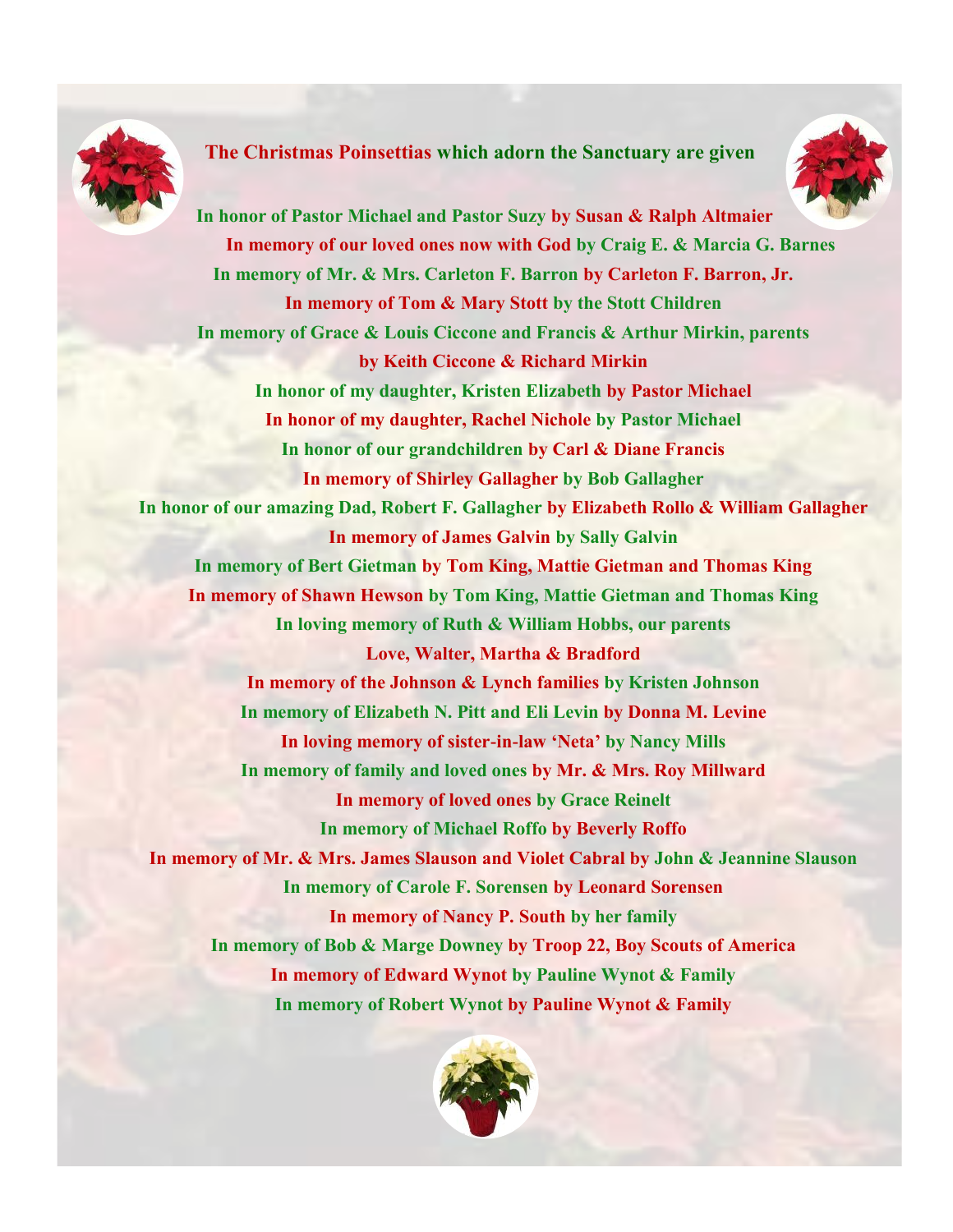## The Christmas Poinsettias which adorn the Sanctuary are given

**In honor of Pastor Michael and Pastor Suzy by Susan & Ralph Altmaier**

**In memory of our loved ones now with God by Craig E. & Marcia G. Barnes**

**In memory of Mr. & Mrs. Carleton F. Barron by Carleton F. Barron, Jr.**

**In memory of Tom & Mary Stott by the Stott Children**

**In memory of Grace & Louis Ciccone and Francis & Arthur Mirkin, parents by Keith Ciccone & Richard Mirkin**

**In honor of my daughter, Kristen Elizabeth by Pastor Michael**

**In honor of my daughter, Rachel Nichole by Pastor Michael**

**In honor of our grandchildren by Carl & Diane Francis**

**In memory of Shirley Gallagher by Bob Gallagher**

**In honor of our amazing Dad, Robert F. Gallagher by Elizabeth Rollo & William Gallagher**

**In memory of James Galvin by Sally Galvin**

**In memory of Bert Gietman by Tom King, Mattie Gietman and Thomas King**

**In memory of Shawn Hewson by Tom King, Mattie Gietman and Thomas King**

**In loving memory of Ruth & William Hobbs, our parents Love, Walter, Martha & Bradford**

**In memory of the Johnson & Lynch families by Kristen Johnson**

**In memory of Elizabeth N. Pitt and Eli Levin by Donna M. Levine**

**In loving memory of sister-in-law 'Neta' by Nancy Mills**

**In memory of family and loved ones by Mr. & Mrs. Roy Millward**

**In memory of loved ones by Grace Reinelt**

**In memory of Michael Roffo by Beverly Roffo**

**In memory of Mr. & Mrs. James Slauson and Violet Cabral by John & Jeannine Slauson**

**In memory of Carole F. Sorensen by Leonard Sorensen**

**In memory of Nancy P. South by her family**

**In memory of Bob & Marge Downey by Troop 22, Boy Scouts of America**

**In memory of Edward Wynot by Pauline Wynot & Family**

**In memory of Robert Wynot by Pauline Wynot & Family**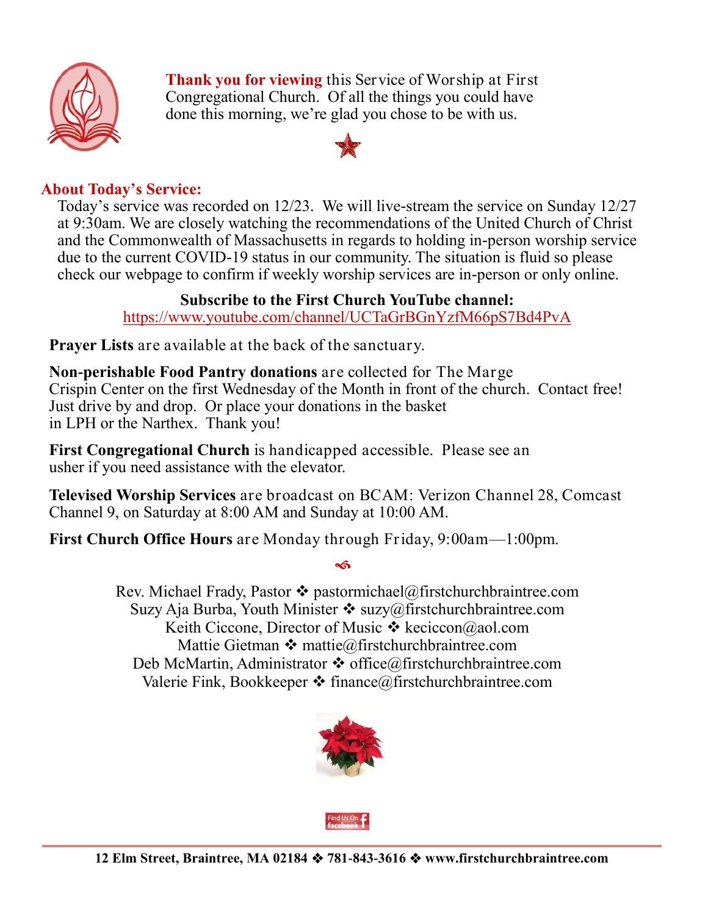**Thank you for viewing** this Service of Worship at First Congregational Church. Of all the things you could have done this morning, we're glad you chose to be with us.

## About Today's Service:

Today's service was recorded on 12/23. We will live-stream the service on Sunday 12/27 at 9:30am. We are closely watching the recommendations of the United Church of Christ and the Commonwealth of Massachusetts in regards to holding in-person worship service due to the current COVID-19 status in our community. The situation is fluid so please check our webpage to confirm if weekly worship services are in-person or only online.

**Subscribe to the First Church YouTube channel:**
https://www.youtube.com/channel/UCTaGrBGnYzfM66pS7Bd4PvA

**Prayer Lists** are available at the back of the sanctuary.

**Non-perishable Food Pantry donations** are collected for The Marge Crispin Center on the first Wednesday of the Month in front of the church. Contact free! Just drive by and drop. Or place your donations in the basket in LPH or the Narthex. Thank you!

**First Congregational Church** is handicapped accessible. Please see an usher if you need assistance with the elevator.

**Televised Worship Services** are broadcast on BCAM: Verizon Channel 28, Comcast Channel 9, on Saturday at 8:00 AM and Sunday at 10:00 AM.

**First Church Office Hours** are Monday through Friday, 9:00am—1:00pm.

Rev. Michael Frady, Pastor ❖ pastormichael@firstchurchbraintree.com
Suzy Aja Burba, Youth Minister ❖ suzy@firstchurchbraintree.com
Keith Ciccone, Director of Music ❖ keciccon@aol.com
Mattie Gietman ❖ mattie@firstchurchbraintree.com
Deb McMartin, Administrator ❖ office@firstchurchbraintree.com
Valerie Fink, Bookkeeper ❖ finance@firstchurchbraintree.com

Find Us On facebook

**12 Elm Street, Braintree, MA 02184 ❖ 781-843-3616 ❖ www.firstchurchbraintree.com**